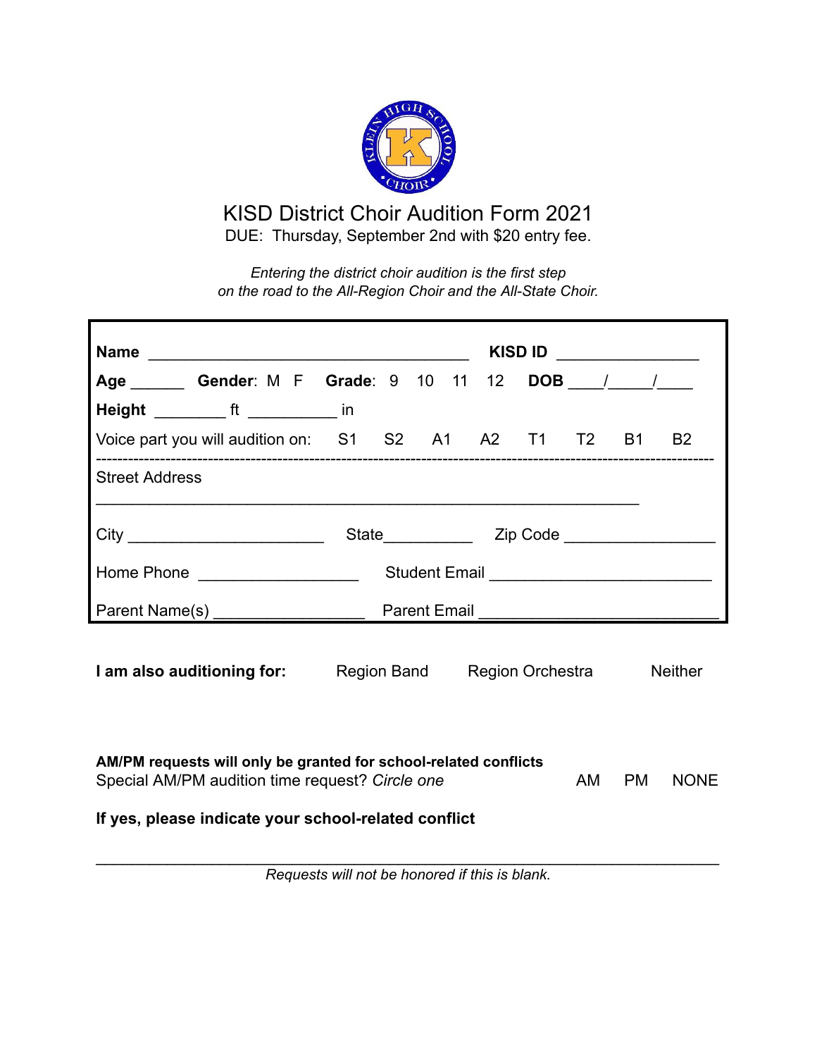# KISD District Choir Audition Form 2021

DUE: Thursday, September 2nd with $20 entry fee.

*Entering the district choir audition is the first step on the road to the All-Region Choir and the All-State Choir.*

**Name** ______________________________________ **KISD ID** ________________

**Age** ______ **Gender**: M F **Grade**: 9 10 11 12 **DOB** ____/_____/____

**Height** ________ ft __________ in

Voice part you will audition on: S1 S2 A1 A2 T1 T2 B1 B2

---

Street Address

________________________________________________________________

City ______________________ State__________ Zip Code _________________

Home Phone __________________ Student Email _________________________

Parent Name(s) _________________ Parent Email ___________________________

**I am also auditioning for:** Region Band Region Orchestra Neither

**AM/PM requests will only be granted for school-related conflicts**

Special AM/PM audition time request? *Circle one* AM PM NONE

**If yes, please indicate your school-related conflict**

________________________________________________________________________

*Requests will not be honored if this is blank.*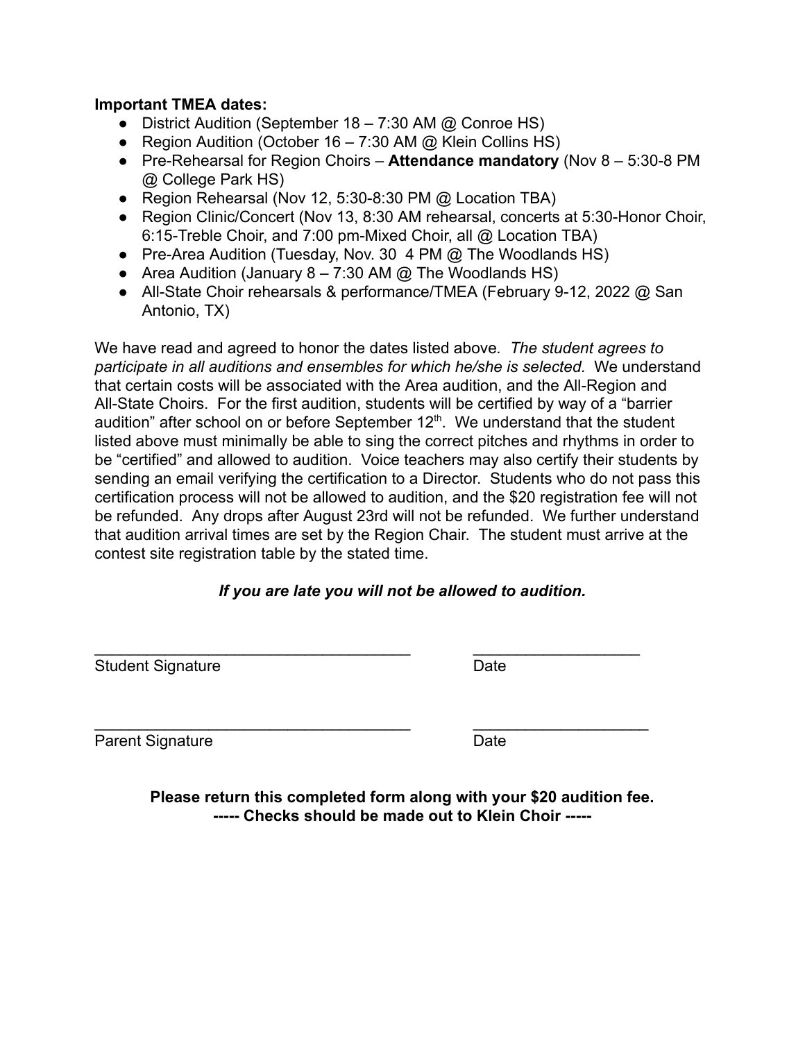**Important TMEA dates:**

- District Audition (September 18 – 7:30 AM @ Conroe HS)
- Region Audition (October 16 – 7:30 AM @ Klein Collins HS)
- Pre-Rehearsal for Region Choirs – **Attendance mandatory** (Nov 8 – 5:30-8 PM @ College Park HS)
- Region Rehearsal (Nov 12, 5:30-8:30 PM @ Location TBA)
- Region Clinic/Concert (Nov 13, 8:30 AM rehearsal, concerts at 5:30-Honor Choir, 6:15-Treble Choir, and 7:00 pm-Mixed Choir, all @ Location TBA)
- Pre-Area Audition (Tuesday, Nov. 30 4 PM @ The Woodlands HS)
- Area Audition (January 8 – 7:30 AM @ The Woodlands HS)
- All-State Choir rehearsals & performance/TMEA (February 9-12, 2022 @ San Antonio, TX)

We have read and agreed to honor the dates listed above*. The student agrees to participate in all auditions and ensembles for which he/she is selected.* We understand that certain costs will be associated with the Area audition, and the All-Region and All-State Choirs. For the first audition, students will be certified by way of a "barrier audition" after school on or before September 12th. We understand that the student listed above must minimally be able to sing the correct pitches and rhythms in order to be "certified" and allowed to audition. Voice teachers may also certify their students by sending an email verifying the certification to a Director. Students who do not pass this certification process will not be allowed to audition, and the $20 registration fee will not be refunded. Any drops after August 23rd will not be refunded. We further understand that audition arrival times are set by the Region Chair. The student must arrive at the contest site registration table by the stated time.

***If you are late you will not be allowed to audition.***

_____________________________________ ___________________

Student Signature Date

_____________________________________ ____________________

Parent Signature Date

**Please return this completed form along with your $20 audition fee.**

**----- Checks should be made out to Klein Choir -----**